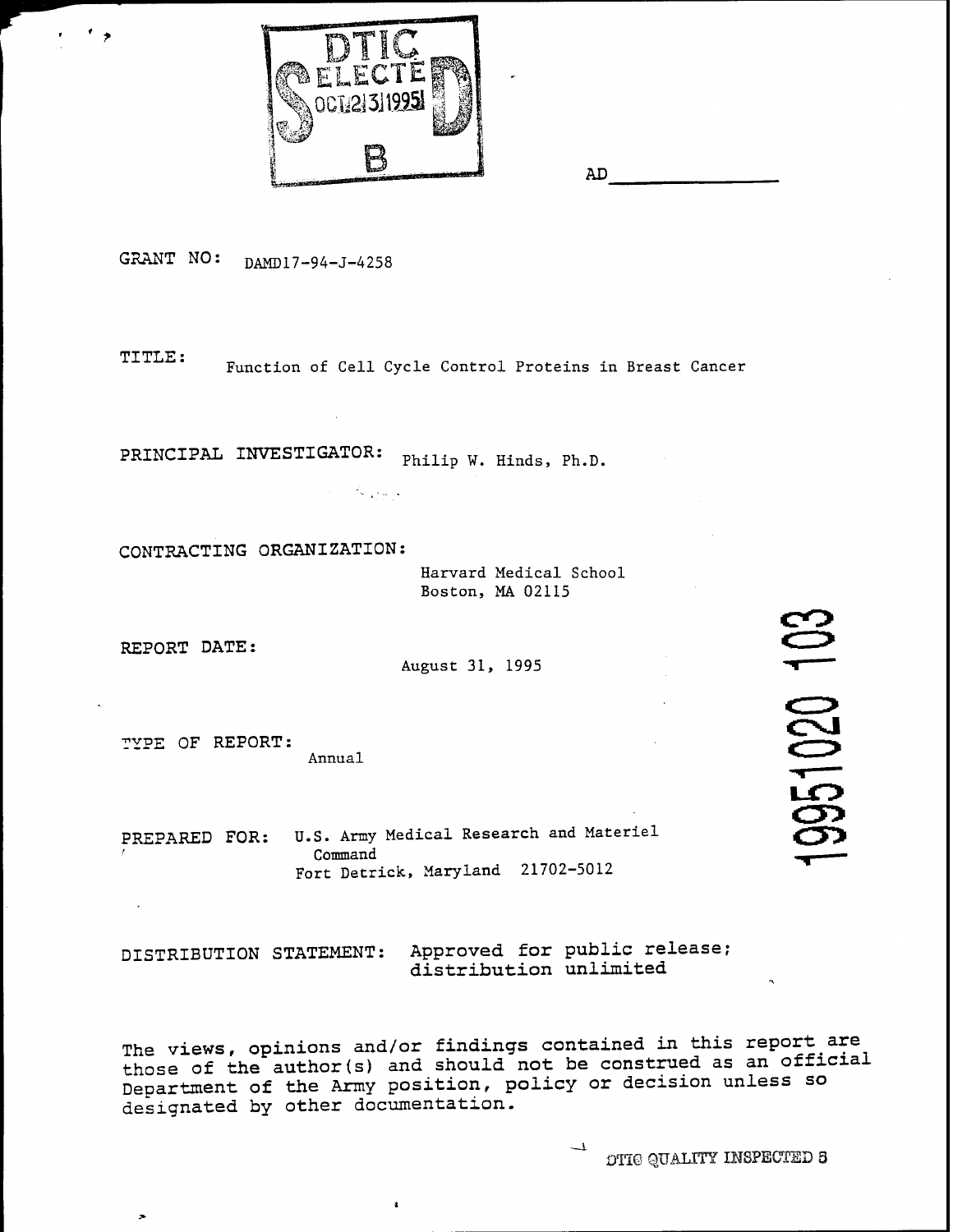DTIC
ELECTE
OCT 23 1995
S B D

AD ______________

GRANT NO: DAMD17-94-J-4258

TITLE: Function of Cell Cycle Control Proteins in Breast Cancer

PRINCIPAL INVESTIGATOR: Philip W. Hinds, Ph.D.

CONTRACTING ORGANIZATION:

Harvard Medical School
Boston, MA 02115

REPORT DATE:

August 31, 1995

TYPE OF REPORT:

Annual

PREPARED FOR: U.S. Army Medical Research and Materiel Command
Fort Detrick, Maryland 21702-5012

DISTRIBUTION STATEMENT: Approved for public release; distribution unlimited

The views, opinions and/or findings contained in this report are those of the author(s) and should not be construed as an official Department of the Army position, policy or decision unless so designated by other documentation.

19951020 103

DTIC QUALITY INSPECTED 5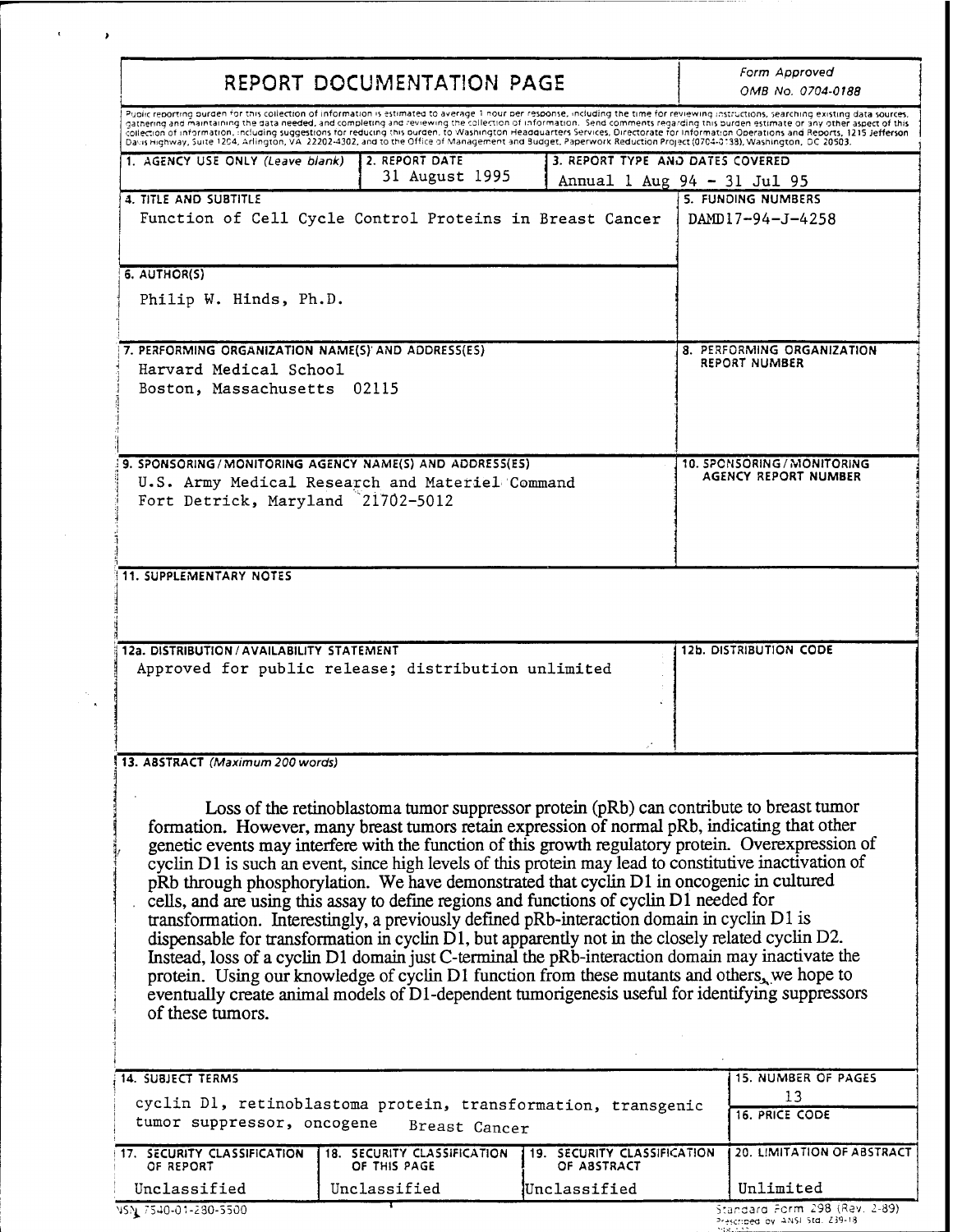# REPORT DOCUMENTATION PAGE

*Form Approved*
*OMB No. 0704-0188*

Public reporting burden for this collection of information is estimated to average 1 hour per response, including the time for reviewing instructions, searching existing data sources, gathering and maintaining the data needed, and completing and reviewing the collection of information. Send comments regarding this burden estimate or any other aspect of this collection of information, including suggestions for reducing this burden, to Washington Headquarters Services, Directorate for Information Operations and Reports, 1215 Jefferson Davis Highway, Suite 1204, Arlington, VA 22202-4302, and to the Office of Management and Budget, Paperwork Reduction Project (0704-0188), Washington, DC 20503.

| 1. AGENCY USE ONLY (Leave blank) | 2. REPORT DATE | 3. REPORT TYPE AND DATES COVERED |
|---|---|---|
| | 31 August 1995 | Annual 1 Aug 94 - 31 Jul 95 |

**4. TITLE AND SUBTITLE**
Function of Cell Cycle Control Proteins in Breast Cancer

**5. FUNDING NUMBERS**
DAMD17-94-J-4258

**6. AUTHOR(S)**
Philip W. Hinds, Ph.D.

**7. PERFORMING ORGANIZATION NAME(S) AND ADDRESS(ES)**
Harvard Medical School
Boston, Massachusetts 02115

**8. PERFORMING ORGANIZATION REPORT NUMBER**

**9. SPONSORING/MONITORING AGENCY NAME(S) AND ADDRESS(ES)**
U.S. Army Medical Research and Materiel Command
Fort Detrick, Maryland 21702-5012

**10. SPONSORING/MONITORING AGENCY REPORT NUMBER**

**11. SUPPLEMENTARY NOTES**

**12a. DISTRIBUTION / AVAILABILITY STATEMENT**
Approved for public release; distribution unlimited

**12b. DISTRIBUTION CODE**

**13. ABSTRACT** *(Maximum 200 words)*

Loss of the retinoblastoma tumor suppressor protein (pRb) can contribute to breast tumor formation. However, many breast tumors retain expression of normal pRb, indicating that other genetic events may interfere with the function of this growth regulatory protein. Overexpression of cyclin D1 is such an event, since high levels of this protein may lead to constitutive inactivation of pRb through phosphorylation. We have demonstrated that cyclin D1 in oncogenic in cultured cells, and are using this assay to define regions and functions of cyclin D1 needed for transformation. Interestingly, a previously defined pRb-interaction domain in cyclin D1 is dispensable for transformation in cyclin D1, but apparently not in the closely related cyclin D2. Instead, loss of a cyclin D1 domain just C-terminal the pRb-interaction domain may inactivate the protein. Using our knowledge of cyclin D1 function from these mutants and others, we hope to eventually create animal models of D1-dependent tumorigenesis useful for identifying suppressors of these tumors.

**14. SUBJECT TERMS**
cyclin D1, retinoblastoma protein, transformation, transgenic tumor suppressor, oncogene Breast Cancer

**15. NUMBER OF PAGES**
13

**16. PRICE CODE**

| 17. SECURITY CLASSIFICATION OF REPORT | 18. SECURITY CLASSIFICATION OF THIS PAGE | 19. SECURITY CLASSIFICATION OF ABSTRACT | 20. LIMITATION OF ABSTRACT |
|---|---|---|---|
| Unclassified | Unclassified | Unclassified | Unlimited |

NSN 7540-01-280-5500

Standard Form 298 (Rev. 2-89)
Prescribed by ANSI Std. Z39-18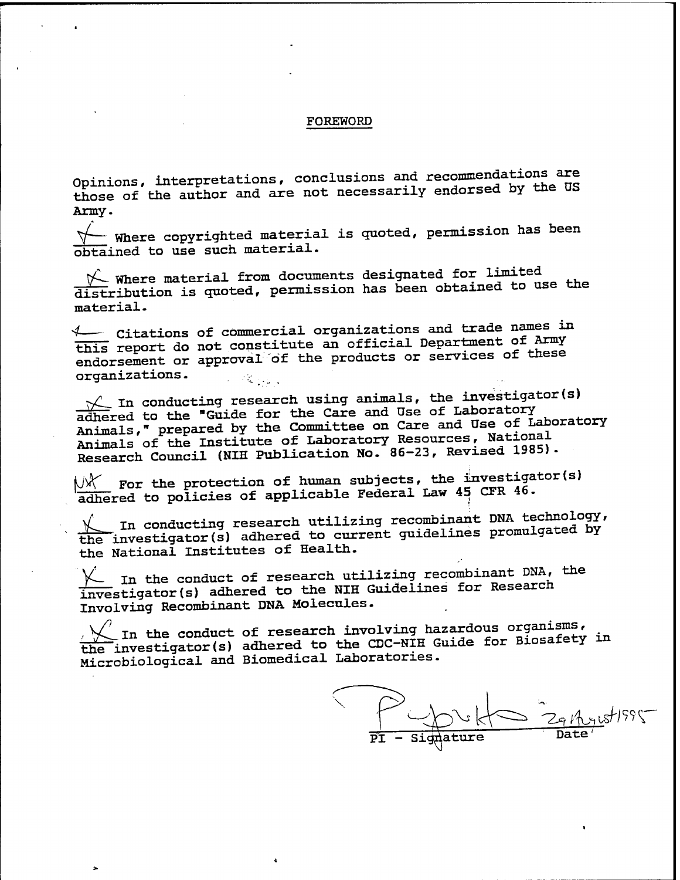## FOREWORD

Opinions, interpretations, conclusions and recommendations are those of the author and are not necessarily endorsed by the US Army.

X Where copyrighted material is quoted, permission has been obtained to use such material.

X Where material from documents designated for limited distribution is quoted, permission has been obtained to use the material.

X Citations of commercial organizations and trade names in this report do not constitute an official Department of Army endorsement or approval of the products or services of these organizations.

X In conducting research using animals, the investigator(s) adhered to the "Guide for the Care and Use of Laboratory Animals," prepared by the Committee on Care and Use of Laboratory Animals of the Institute of Laboratory Resources, National Research Council (NIH Publication No. 86-23, Revised 1985).

NA For the protection of human subjects, the investigator(s) adhered to policies of applicable Federal Law 45 CFR 46.

X In conducting research utilizing recombinant DNA technology, the investigator(s) adhered to current guidelines promulgated by the National Institutes of Health.

X In the conduct of research utilizing recombinant DNA, the investigator(s) adhered to the NIH Guidelines for Research Involving Recombinant DNA Molecules.

X In the conduct of research involving hazardous organisms, the investigator(s) adhered to the CDC-NIH Guide for Biosafety in Microbiological and Biomedical Laboratories.

PI - Signature | Date 29 August 1995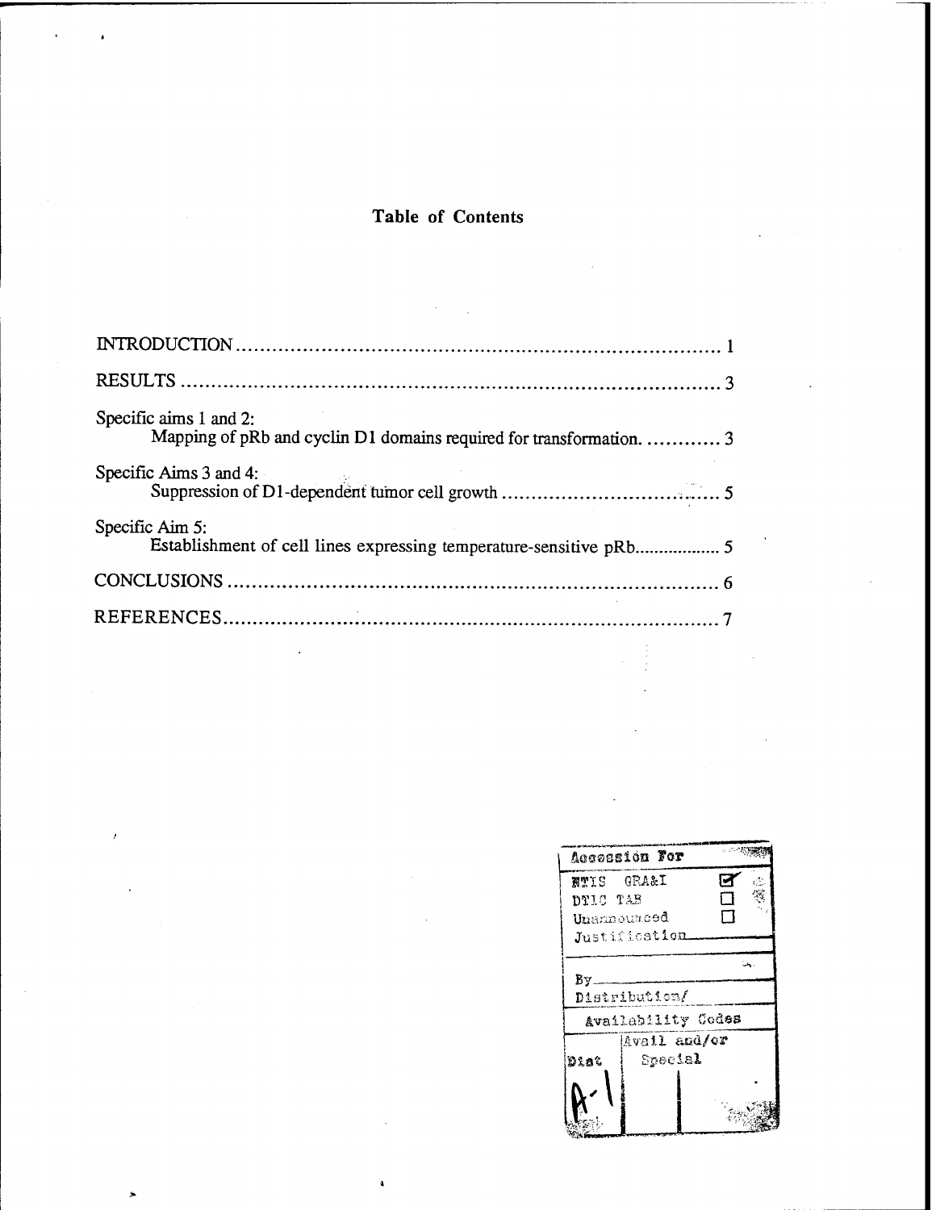## Table of Contents

INTRODUCTION ........................................................................... 1

RESULTS ........................................................................................ 3

Specific aims 1 and 2:
Mapping of pRb and cyclin D1 domains required for transformation. ............ 3

Specific Aims 3 and 4:
Suppression of D1-dependent tumor cell growth ..................................... 5

Specific Aim 5:
Establishment of cell lines expressing temperature-sensitive pRb.................. 5

CONCLUSIONS ................................................................................. 6

REFERENCES.................................................................................... 7

| Accession For | |
|---|---|
| NTIS GRA&I | ☑ |
| DTIC TAB | ☐ |
| Unannounced | ☐ |
| Justification | |
| By | |
| Distribution/ | |
| Availability Codes | |
| Dist | Avail and/or Special |
| A-1 | |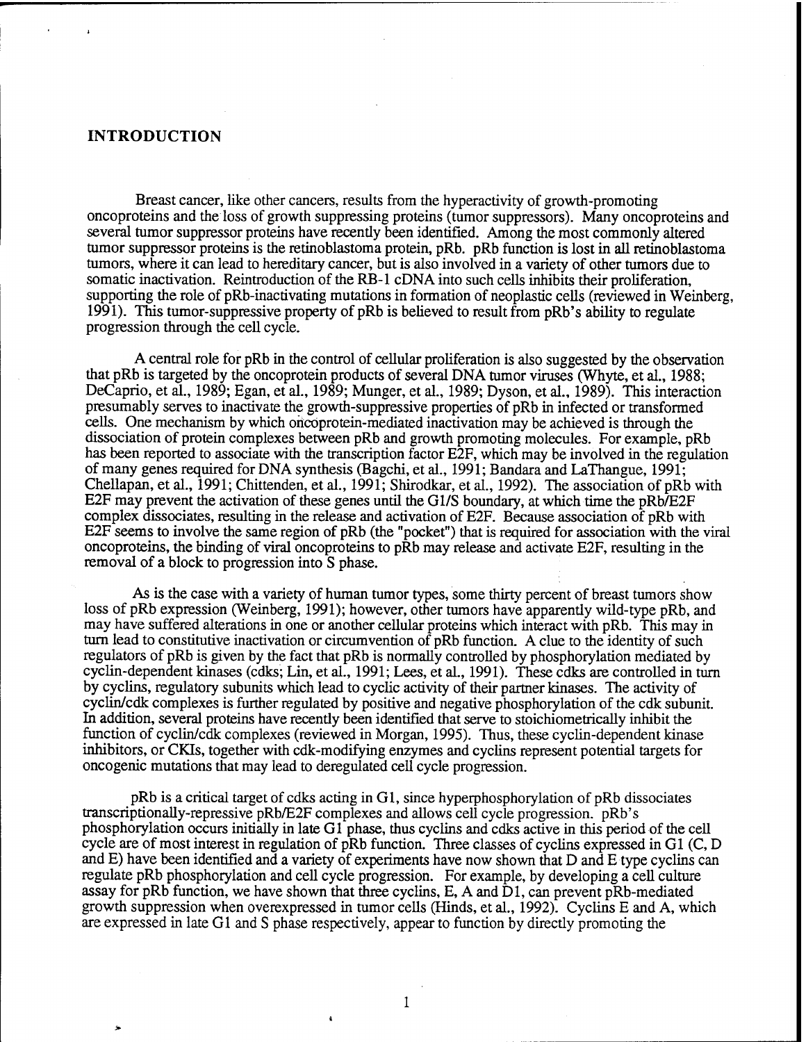## INTRODUCTION

Breast cancer, like other cancers, results from the hyperactivity of growth-promoting oncoproteins and the loss of growth suppressing proteins (tumor suppressors). Many oncoproteins and several tumor suppressor proteins have recently been identified. Among the most commonly altered tumor suppressor proteins is the retinoblastoma protein, pRb. pRb function is lost in all retinoblastoma tumors, where it can lead to hereditary cancer, but is also involved in a variety of other tumors due to somatic inactivation. Reintroduction of the RB-1 cDNA into such cells inhibits their proliferation, supporting the role of pRb-inactivating mutations in formation of neoplastic cells (reviewed in Weinberg, 1991). This tumor-suppressive property of pRb is believed to result from pRb's ability to regulate progression through the cell cycle.

A central role for pRb in the control of cellular proliferation is also suggested by the observation that pRb is targeted by the oncoprotein products of several DNA tumor viruses (Whyte, et al., 1988; DeCaprio, et al., 1989; Egan, et al., 1989; Munger, et al., 1989; Dyson, et al., 1989). This interaction presumably serves to inactivate the growth-suppressive properties of pRb in infected or transformed cells. One mechanism by which oncoprotein-mediated inactivation may be achieved is through the dissociation of protein complexes between pRb and growth promoting molecules. For example, pRb has been reported to associate with the transcription factor E2F, which may be involved in the regulation of many genes required for DNA synthesis (Bagchi, et al., 1991; Bandara and LaThangue, 1991; Chellapan, et al., 1991; Chittenden, et al., 1991; Shirodkar, et al., 1992). The association of pRb with E2F may prevent the activation of these genes until the G1/S boundary, at which time the pRb/E2F complex dissociates, resulting in the release and activation of E2F. Because association of pRb with E2F seems to involve the same region of pRb (the "pocket") that is required for association with the viral oncoproteins, the binding of viral oncoproteins to pRb may release and activate E2F, resulting in the removal of a block to progression into S phase.

As is the case with a variety of human tumor types, some thirty percent of breast tumors show loss of pRb expression (Weinberg, 1991); however, other tumors have apparently wild-type pRb, and may have suffered alterations in one or another cellular proteins which interact with pRb. This may in turn lead to constitutive inactivation or circumvention of pRb function. A clue to the identity of such regulators of pRb is given by the fact that pRb is normally controlled by phosphorylation mediated by cyclin-dependent kinases (cdks; Lin, et al., 1991; Lees, et al., 1991). These cdks are controlled in turn by cyclins, regulatory subunits which lead to cyclic activity of their partner kinases. The activity of cyclin/cdk complexes is further regulated by positive and negative phosphorylation of the cdk subunit. In addition, several proteins have recently been identified that serve to stoichiometrically inhibit the function of cyclin/cdk complexes (reviewed in Morgan, 1995). Thus, these cyclin-dependent kinase inhibitors, or CKIs, together with cdk-modifying enzymes and cyclins represent potential targets for oncogenic mutations that may lead to deregulated cell cycle progression.

pRb is a critical target of cdks acting in G1, since hyperphosphorylation of pRb dissociates transcriptionally-repressive pRb/E2F complexes and allows cell cycle progression. pRb's phosphorylation occurs initially in late G1 phase, thus cyclins and cdks active in this period of the cell cycle are of most interest in regulation of pRb function. Three classes of cyclins expressed in G1 (C, D and E) have been identified and a variety of experiments have now shown that D and E type cyclins can regulate pRb phosphorylation and cell cycle progression. For example, by developing a cell culture assay for pRb function, we have shown that three cyclins, E, A and D1, can prevent pRb-mediated growth suppression when overexpressed in tumor cells (Hinds, et al., 1992). Cyclins E and A, which are expressed in late G1 and S phase respectively, appear to function by directly promoting the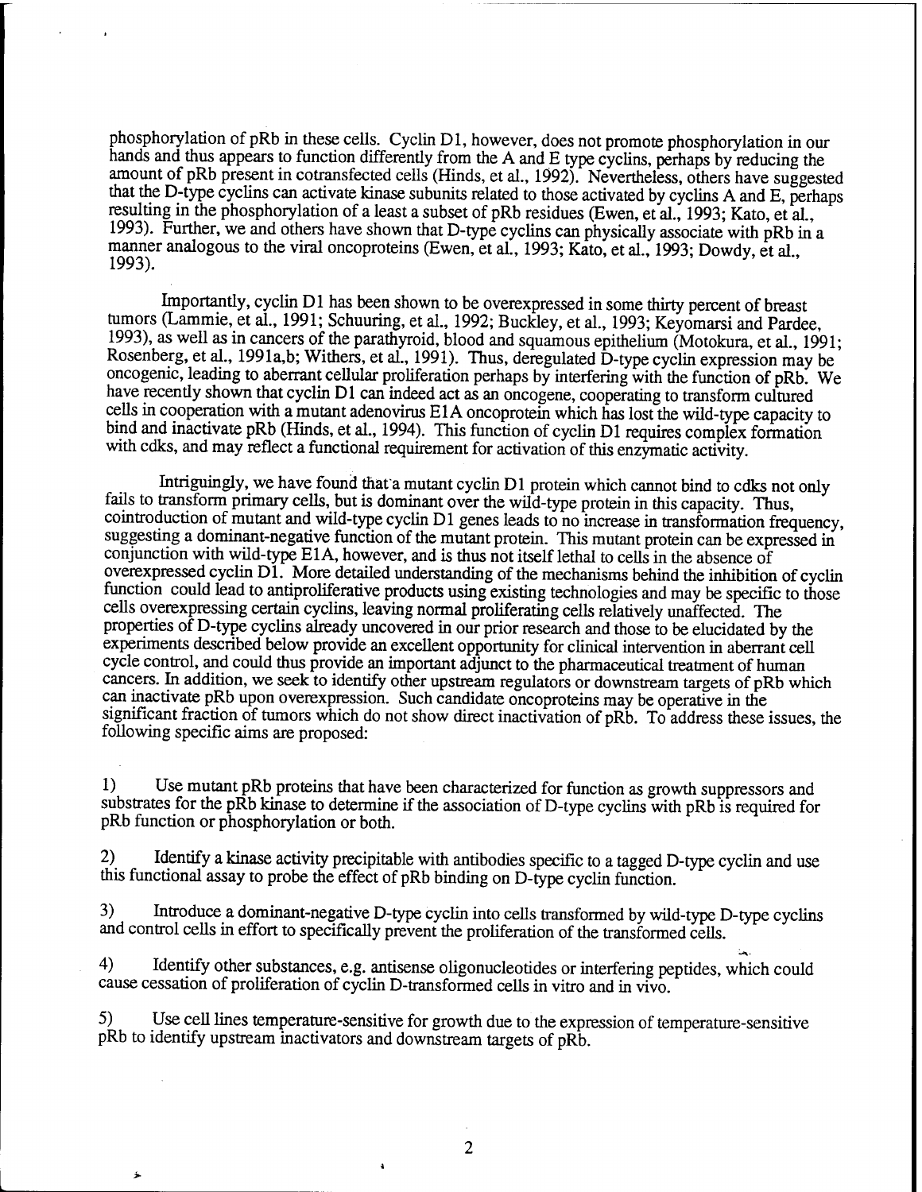phosphorylation of pRb in these cells. Cyclin D1, however, does not promote phosphorylation in our hands and thus appears to function differently from the A and E type cyclins, perhaps by reducing the amount of pRb present in cotransfected cells (Hinds, et al., 1992). Nevertheless, others have suggested that the D-type cyclins can activate kinase subunits related to those activated by cyclins A and E, perhaps resulting in the phosphorylation of a least a subset of pRb residues (Ewen, et al., 1993; Kato, et al., 1993). Further, we and others have shown that D-type cyclins can physically associate with pRb in a manner analogous to the viral oncoproteins (Ewen, et al., 1993; Kato, et al., 1993; Dowdy, et al., 1993).

Importantly, cyclin D1 has been shown to be overexpressed in some thirty percent of breast tumors (Lammie, et al., 1991; Schuuring, et al., 1992; Buckley, et al., 1993; Keyomarsi and Pardee, 1993), as well as in cancers of the parathyroid, blood and squamous epithelium (Motokura, et al., 1991; Rosenberg, et al., 1991a,b; Withers, et al., 1991). Thus, deregulated D-type cyclin expression may be oncogenic, leading to aberrant cellular proliferation perhaps by interfering with the function of pRb. We have recently shown that cyclin D1 can indeed act as an oncogene, cooperating to transform cultured cells in cooperation with a mutant adenovirus E1A oncoprotein which has lost the wild-type capacity to bind and inactivate pRb (Hinds, et al., 1994). This function of cyclin D1 requires complex formation with cdks, and may reflect a functional requirement for activation of this enzymatic activity.

Intriguingly, we have found that a mutant cyclin D1 protein which cannot bind to cdks not only fails to transform primary cells, but is dominant over the wild-type protein in this capacity. Thus, cointroduction of mutant and wild-type cyclin D1 genes leads to no increase in transformation frequency, suggesting a dominant-negative function of the mutant protein. This mutant protein can be expressed in conjunction with wild-type E1A, however, and is thus not itself lethal to cells in the absence of overexpressed cyclin D1. More detailed understanding of the mechanisms behind the inhibition of cyclin function could lead to antiproliferative products using existing technologies and may be specific to those cells overexpressing certain cyclins, leaving normal proliferating cells relatively unaffected. The properties of D-type cyclins already uncovered in our prior research and those to be elucidated by the experiments described below provide an excellent opportunity for clinical intervention in aberrant cell cycle control, and could thus provide an important adjunct to the pharmaceutical treatment of human cancers. In addition, we seek to identify other upstream regulators or downstream targets of pRb which can inactivate pRb upon overexpression. Such candidate oncoproteins may be operative in the significant fraction of tumors which do not show direct inactivation of pRb. To address these issues, the following specific aims are proposed:

1) Use mutant pRb proteins that have been characterized for function as growth suppressors and substrates for the pRb kinase to determine if the association of D-type cyclins with pRb is required for pRb function or phosphorylation or both.

2) Identify a kinase activity precipitable with antibodies specific to a tagged D-type cyclin and use this functional assay to probe the effect of pRb binding on D-type cyclin function.

3) Introduce a dominant-negative D-type cyclin into cells transformed by wild-type D-type cyclins and control cells in effort to specifically prevent the proliferation of the transformed cells.

4) Identify other substances, e.g. antisense oligonucleotides or interfering peptides, which could cause cessation of proliferation of cyclin D-transformed cells in vitro and in vivo.

5) Use cell lines temperature-sensitive for growth due to the expression of temperature-sensitive pRb to identify upstream inactivators and downstream targets of pRb.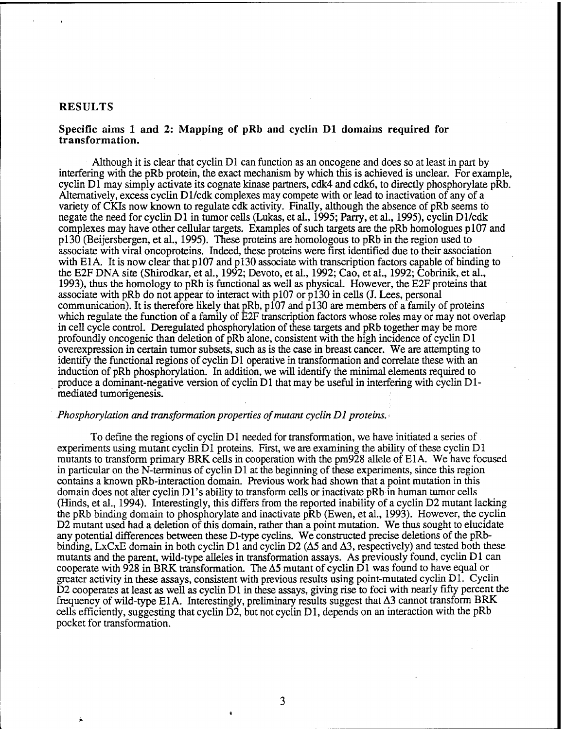## RESULTS

### Specific aims 1 and 2: Mapping of pRb and cyclin D1 domains required for transformation.

Although it is clear that cyclin D1 can function as an oncogene and does so at least in part by interfering with the pRb protein, the exact mechanism by which this is achieved is unclear. For example, cyclin D1 may simply activate its cognate kinase partners, cdk4 and cdk6, to directly phosphorylate pRb. Alternatively, excess cyclin D1/cdk complexes may compete with or lead to inactivation of any of a variety of CKIs now known to regulate cdk activity. Finally, although the absence of pRb seems to negate the need for cyclin D1 in tumor cells (Lukas, et al., 1995; Parry, et al., 1995), cyclin D1/cdk complexes may have other cellular targets. Examples of such targets are the pRb homologues p107 and p130 (Beijersbergen, et al., 1995). These proteins are homologous to pRb in the region used to associate with viral oncoproteins. Indeed, these proteins were first identified due to their association with E1A. It is now clear that p107 and p130 associate with transcription factors capable of binding to the E2F DNA site (Shirodkar, et al., 1992; Devoto, et al., 1992; Cao, et al., 1992; Cobrinik, et al., 1993), thus the homology to pRb is functional as well as physical. However, the E2F proteins that associate with pRb do not appear to interact with p107 or p130 in cells (J. Lees, personal communication). It is therefore likely that pRb, p107 and p130 are members of a family of proteins which regulate the function of a family of E2F transcription factors whose roles may or may not overlap in cell cycle control. Deregulated phosphorylation of these targets and pRb together may be more profoundly oncogenic than deletion of pRb alone, consistent with the high incidence of cyclin D1 overexpression in certain tumor subsets, such as is the case in breast cancer. We are attempting to identify the functional regions of cyclin D1 operative in transformation and correlate these with an induction of pRb phosphorylation. In addition, we will identify the minimal elements required to produce a dominant-negative version of cyclin D1 that may be useful in interfering with cyclin D1-mediated tumorigenesis.

*Phosphorylation and transformation properties of mutant cyclin D1 proteins.*

To define the regions of cyclin D1 needed for transformation, we have initiated a series of experiments using mutant cyclin D1 proteins. First, we are examining the ability of these cyclin D1 mutants to transform primary BRK cells in cooperation with the pm928 allele of E1A. We have focused in particular on the N-terminus of cyclin D1 at the beginning of these experiments, since this region contains a known pRb-interaction domain. Previous work had shown that a point mutation in this domain does not alter cyclin D1's ability to transform cells or inactivate pRb in human tumor cells (Hinds, et al., 1994). Interestingly, this differs from the reported inability of a cyclin D2 mutant lacking the pRb binding domain to phosphorylate and inactivate pRb (Ewen, et al., 1993). However, the cyclin D2 mutant used had a deletion of this domain, rather than a point mutation. We thus sought to elucidate any potential differences between these D-type cyclins. We constructed precise deletions of the pRb-binding, LxCxE domain in both cyclin D1 and cyclin D2 ($\Delta 5$ and $\Delta 3$, respectively) and tested both these mutants and the parent, wild-type alleles in transformation assays. As previously found, cyclin D1 can cooperate with 928 in BRK transformation. The $\Delta 5$ mutant of cyclin D1 was found to have equal or greater activity in these assays, consistent with previous results using point-mutated cyclin D1. Cyclin D2 cooperates at least as well as cyclin D1 in these assays, giving rise to foci with nearly fifty percent the frequency of wild-type E1A. Interestingly, preliminary results suggest that $\Delta 3$ cannot transform BRK cells efficiently, suggesting that cyclin D2, but not cyclin D1, depends on an interaction with the pRb pocket for transformation.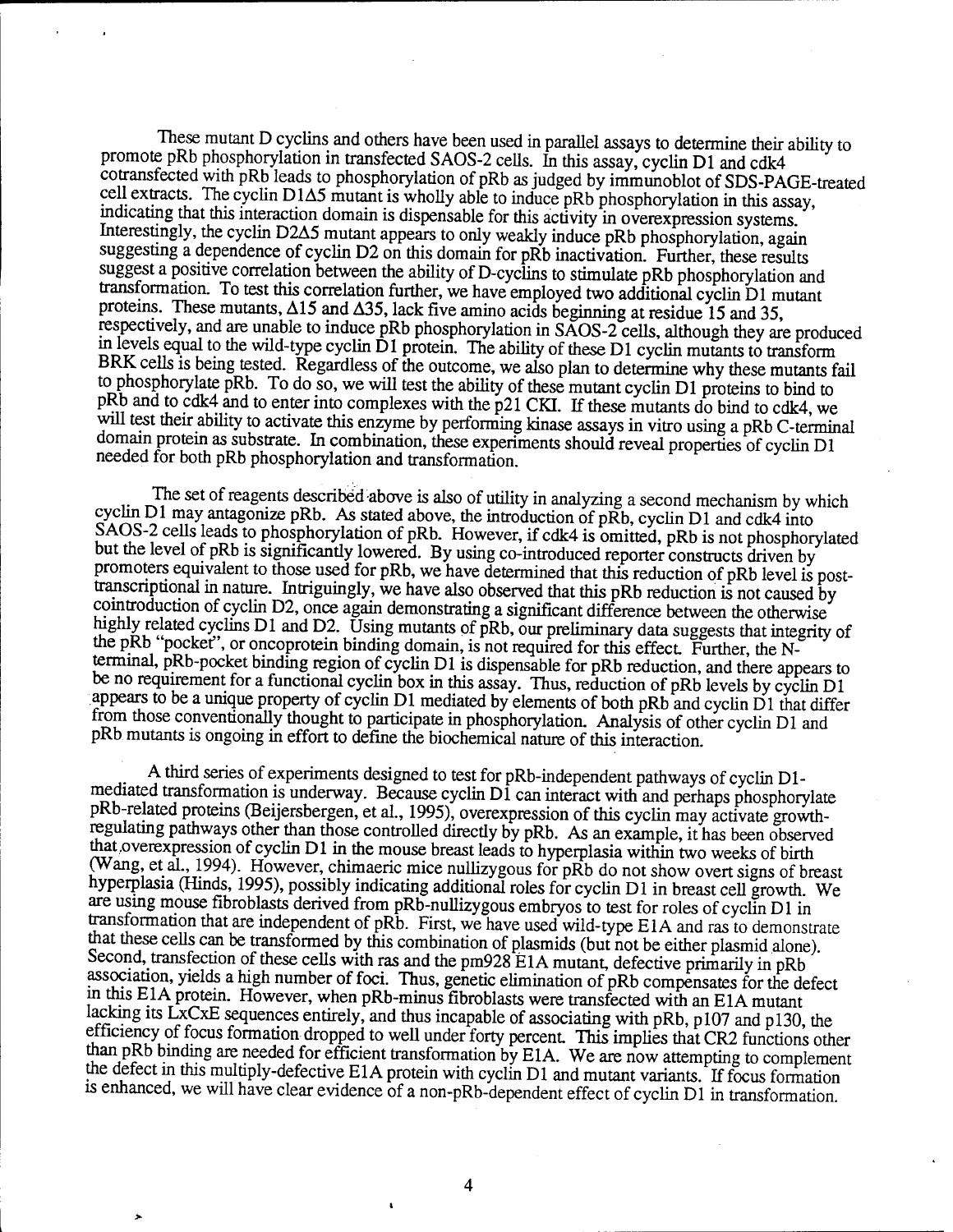These mutant D cyclins and others have been used in parallel assays to determine their ability to promote pRb phosphorylation in transfected SAOS-2 cells. In this assay, cyclin D1 and cdk4 cotransfected with pRb leads to phosphorylation of pRb as judged by immunoblot of SDS-PAGE-treated cell extracts. The cyclin D1Δ5 mutant is wholly able to induce pRb phosphorylation in this assay, indicating that this interaction domain is dispensable for this activity in overexpression systems. Interestingly, the cyclin D2Δ5 mutant appears to only weakly induce pRb phosphorylation, again suggesting a dependence of cyclin D2 on this domain for pRb inactivation. Further, these results suggest a positive correlation between the ability of D-cyclins to stimulate pRb phosphorylation and transformation. To test this correlation further, we have employed two additional cyclin D1 mutant proteins. These mutants, Δ15 and Δ35, lack five amino acids beginning at residue 15 and 35, respectively, and are unable to induce pRb phosphorylation in SAOS-2 cells, although they are produced in levels equal to the wild-type cyclin D1 protein. The ability of these D1 cyclin mutants to transform BRK cells is being tested. Regardless of the outcome, we also plan to determine why these mutants fail to phosphorylate pRb. To do so, we will test the ability of these mutant cyclin D1 proteins to bind to pRb and to cdk4 and to enter into complexes with the p21 CKI. If these mutants do bind to cdk4, we will test their ability to activate this enzyme by performing kinase assays in vitro using a pRb C-terminal domain protein as substrate. In combination, these experiments should reveal properties of cyclin D1 needed for both pRb phosphorylation and transformation.

The set of reagents described above is also of utility in analyzing a second mechanism by which cyclin D1 may antagonize pRb. As stated above, the introduction of pRb, cyclin D1 and cdk4 into SAOS-2 cells leads to phosphorylation of pRb. However, if cdk4 is omitted, pRb is not phosphorylated but the level of pRb is significantly lowered. By using co-introduced reporter constructs driven by promoters equivalent to those used for pRb, we have determined that this reduction of pRb level is post-transcriptional in nature. Intriguingly, we have also observed that this pRb reduction is not caused by cointroduction of cyclin D2, once again demonstrating a significant difference between the otherwise highly related cyclins D1 and D2. Using mutants of pRb, our preliminary data suggests that integrity of the pRb "pocket", or oncoprotein binding domain, is not required for this effect. Further, the N-terminal, pRb-pocket binding region of cyclin D1 is dispensable for pRb reduction, and there appears to be no requirement for a functional cyclin box in this assay. Thus, reduction of pRb levels by cyclin D1 appears to be a unique property of cyclin D1 mediated by elements of both pRb and cyclin D1 that differ from those conventionally thought to participate in phosphorylation. Analysis of other cyclin D1 and pRb mutants is ongoing in effort to define the biochemical nature of this interaction.

A third series of experiments designed to test for pRb-independent pathways of cyclin D1-mediated transformation is underway. Because cyclin D1 can interact with and perhaps phosphorylate pRb-related proteins (Beijersbergen, et al., 1995), overexpression of this cyclin may activate growth-regulating pathways other than those controlled directly by pRb. As an example, it has been observed that overexpression of cyclin D1 in the mouse breast leads to hyperplasia within two weeks of birth (Wang, et al., 1994). However, chimaeric mice nullizygous for pRb do not show overt signs of breast hyperplasia (Hinds, 1995), possibly indicating additional roles for cyclin D1 in breast cell growth. We are using mouse fibroblasts derived from pRb-nullizygous embryos to test for roles of cyclin D1 in transformation that are independent of pRb. First, we have used wild-type E1A and ras to demonstrate that these cells can be transformed by this combination of plasmids (but not be either plasmid alone). Second, transfection of these cells with ras and the pm928 E1A mutant, defective primarily in pRb association, yields a high number of foci. Thus, genetic elimination of pRb compensates for the defect in this E1A protein. However, when pRb-minus fibroblasts were transfected with an E1A mutant lacking its LxCxE sequences entirely, and thus incapable of associating with pRb, p107 and p130, the efficiency of focus formation dropped to well under forty percent. This implies that CR2 functions other than pRb binding are needed for efficient transformation by E1A. We are now attempting to complement the defect in this multiply-defective E1A protein with cyclin D1 and mutant variants. If focus formation is enhanced, we will have clear evidence of a non-pRb-dependent effect of cyclin D1 in transformation.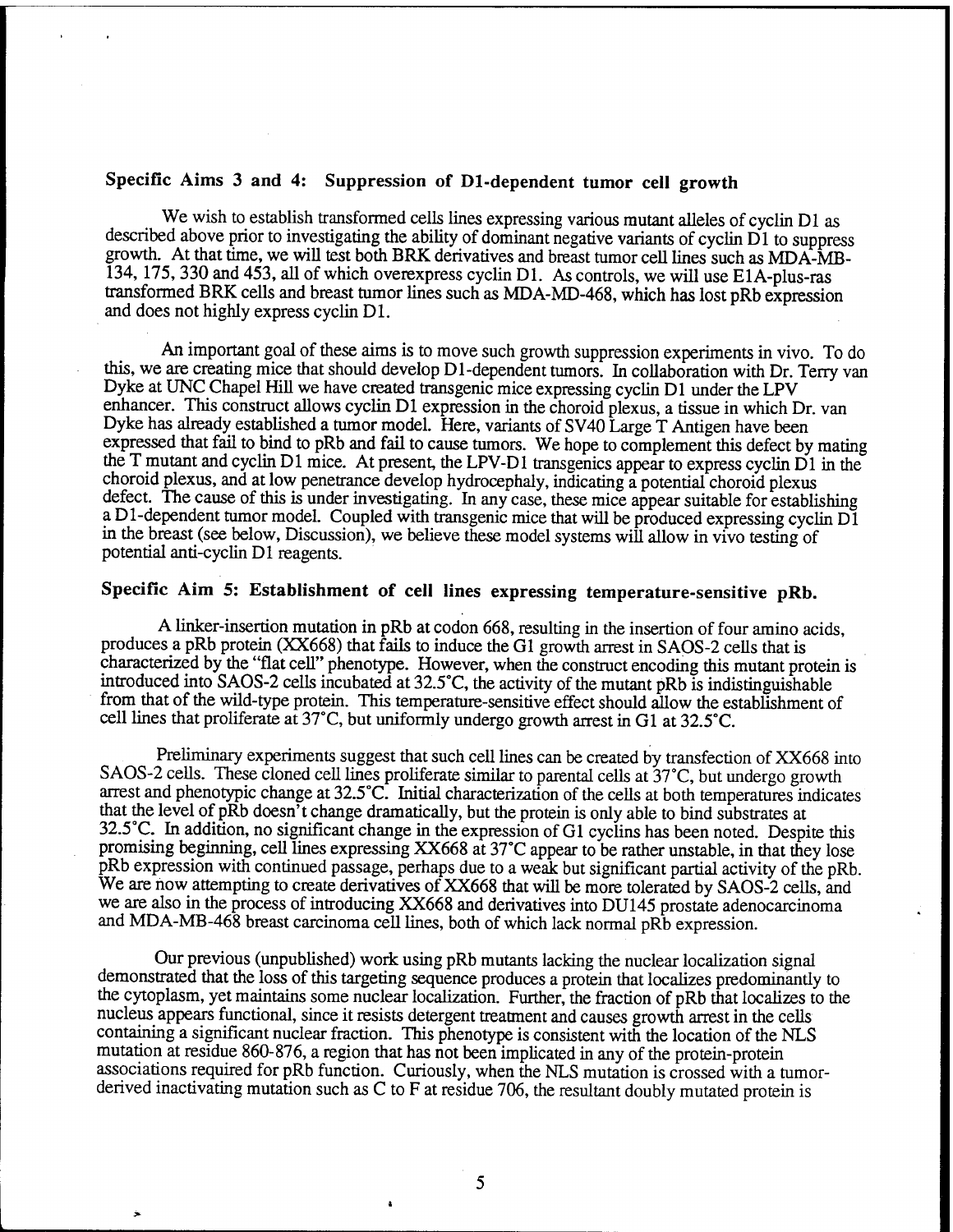## Specific Aims 3 and 4: Suppression of D1-dependent tumor cell growth

We wish to establish transformed cells lines expressing various mutant alleles of cyclin D1 as described above prior to investigating the ability of dominant negative variants of cyclin D1 to suppress growth. At that time, we will test both BRK derivatives and breast tumor cell lines such as MDA-MB-134, 175, 330 and 453, all of which overexpress cyclin D1. As controls, we will use E1A-plus-ras transformed BRK cells and breast tumor lines such as MDA-MD-468, which has lost pRb expression and does not highly express cyclin D1.

An important goal of these aims is to move such growth suppression experiments in vivo. To do this, we are creating mice that should develop D1-dependent tumors. In collaboration with Dr. Terry van Dyke at UNC Chapel Hill we have created transgenic mice expressing cyclin D1 under the LPV enhancer. This construct allows cyclin D1 expression in the choroid plexus, a tissue in which Dr. van Dyke has already established a tumor model. Here, variants of SV40 Large T Antigen have been expressed that fail to bind to pRb and fail to cause tumors. We hope to complement this defect by mating the T mutant and cyclin D1 mice. At present, the LPV-D1 transgenics appear to express cyclin D1 in the choroid plexus, and at low penetrance develop hydrocephaly, indicating a potential choroid plexus defect. The cause of this is under investigating. In any case, these mice appear suitable for establishing a D1-dependent tumor model. Coupled with transgenic mice that will be produced expressing cyclin D1 in the breast (see below, Discussion), we believe these model systems will allow in vivo testing of potential anti-cyclin D1 reagents.

## Specific Aim 5: Establishment of cell lines expressing temperature-sensitive pRb.

A linker-insertion mutation in pRb at codon 668, resulting in the insertion of four amino acids, produces a pRb protein (XX668) that fails to induce the G1 growth arrest in SAOS-2 cells that is characterized by the "flat cell" phenotype. However, when the construct encoding this mutant protein is introduced into SAOS-2 cells incubated at 32.5°C, the activity of the mutant pRb is indistinguishable from that of the wild-type protein. This temperature-sensitive effect should allow the establishment of cell lines that proliferate at 37°C, but uniformly undergo growth arrest in G1 at 32.5°C.

Preliminary experiments suggest that such cell lines can be created by transfection of XX668 into SAOS-2 cells. These cloned cell lines proliferate similar to parental cells at 37°C, but undergo growth arrest and phenotypic change at 32.5°C. Initial characterization of the cells at both temperatures indicates that the level of pRb doesn't change dramatically, but the protein is only able to bind substrates at 32.5°C. In addition, no significant change in the expression of G1 cyclins has been noted. Despite this promising beginning, cell lines expressing XX668 at 37°C appear to be rather unstable, in that they lose pRb expression with continued passage, perhaps due to a weak but significant partial activity of the pRb. We are now attempting to create derivatives of XX668 that will be more tolerated by SAOS-2 cells, and we are also in the process of introducing XX668 and derivatives into DU145 prostate adenocarcinoma and MDA-MB-468 breast carcinoma cell lines, both of which lack normal pRb expression.

Our previous (unpublished) work using pRb mutants lacking the nuclear localization signal demonstrated that the loss of this targeting sequence produces a protein that localizes predominantly to the cytoplasm, yet maintains some nuclear localization. Further, the fraction of pRb that localizes to the nucleus appears functional, since it resists detergent treatment and causes growth arrest in the cells containing a significant nuclear fraction. This phenotype is consistent with the location of the NLS mutation at residue 860-876, a region that has not been implicated in any of the protein-protein associations required for pRb function. Curiously, when the NLS mutation is crossed with a tumor-derived inactivating mutation such as C to F at residue 706, the resultant doubly mutated protein is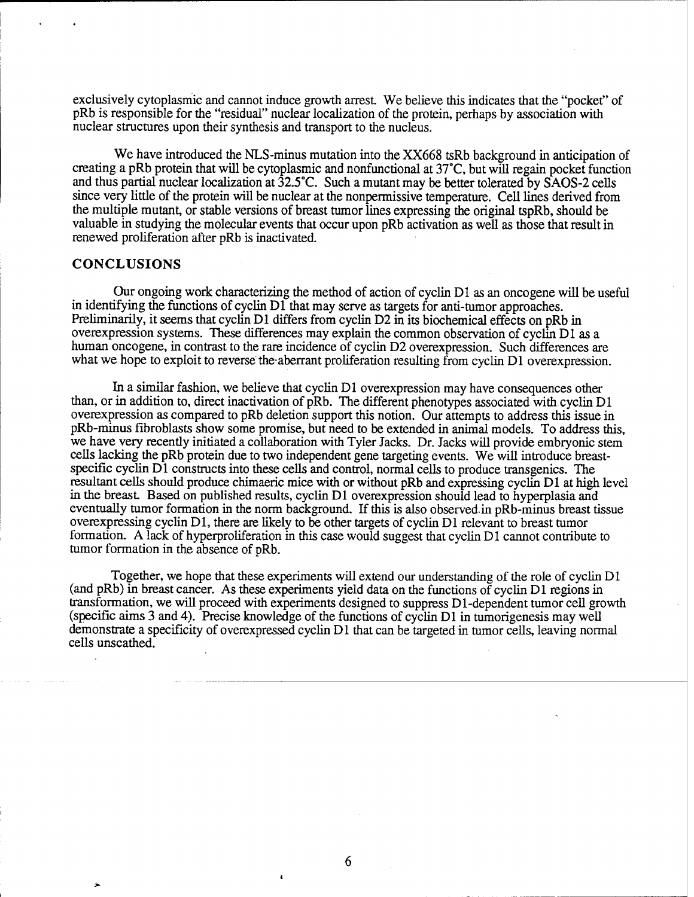exclusively cytoplasmic and cannot induce growth arrest. We believe this indicates that the "pocket" of pRb is responsible for the "residual" nuclear localization of the protein, perhaps by association with nuclear structures upon their synthesis and transport to the nucleus.

We have introduced the NLS-minus mutation into the XX668 tsRb background in anticipation of creating a pRb protein that will be cytoplasmic and nonfunctional at 37°C, but will regain pocket function and thus partial nuclear localization at 32.5°C. Such a mutant may be better tolerated by SAOS-2 cells since very little of the protein will be nuclear at the nonpermissive temperature. Cell lines derived from the multiple mutant, or stable versions of breast tumor lines expressing the original tspRb, should be valuable in studying the molecular events that occur upon pRb activation as well as those that result in renewed proliferation after pRb is inactivated.

## CONCLUSIONS

Our ongoing work characterizing the method of action of cyclin D1 as an oncogene will be useful in identifying the functions of cyclin D1 that may serve as targets for anti-tumor approaches. Preliminarily, it seems that cyclin D1 differs from cyclin D2 in its biochemical effects on pRb in overexpression systems. These differences may explain the common observation of cyclin D1 as a human oncogene, in contrast to the rare incidence of cyclin D2 overexpression. Such differences are what we hope to exploit to reverse the aberrant proliferation resulting from cyclin D1 overexpression.

In a similar fashion, we believe that cyclin D1 overexpression may have consequences other than, or in addition to, direct inactivation of pRb. The different phenotypes associated with cyclin D1 overexpression as compared to pRb deletion support this notion. Our attempts to address this issue in pRb-minus fibroblasts show some promise, but need to be extended in animal models. To address this, we have very recently initiated a collaboration with Tyler Jacks. Dr. Jacks will provide embryonic stem cells lacking the pRb protein due to two independent gene targeting events. We will introduce breast-specific cyclin D1 constructs into these cells and control, normal cells to produce transgenics. The resultant cells should produce chimaeric mice with or without pRb and expressing cyclin D1 at high level in the breast. Based on published results, cyclin D1 overexpression should lead to hyperplasia and eventually tumor formation in the norm background. If this is also observed in pRb-minus breast tissue overexpressing cyclin D1, there are likely to be other targets of cyclin D1 relevant to breast tumor formation. A lack of hyperproliferation in this case would suggest that cyclin D1 cannot contribute to tumor formation in the absence of pRb.

Together, we hope that these experiments will extend our understanding of the role of cyclin D1 (and pRb) in breast cancer. As these experiments yield data on the functions of cyclin D1 regions in transformation, we will proceed with experiments designed to suppress D1-dependent tumor cell growth (specific aims 3 and 4). Precise knowledge of the functions of cyclin D1 in tumorigenesis may well demonstrate a specificity of overexpressed cyclin D1 that can be targeted in tumor cells, leaving normal cells unscathed.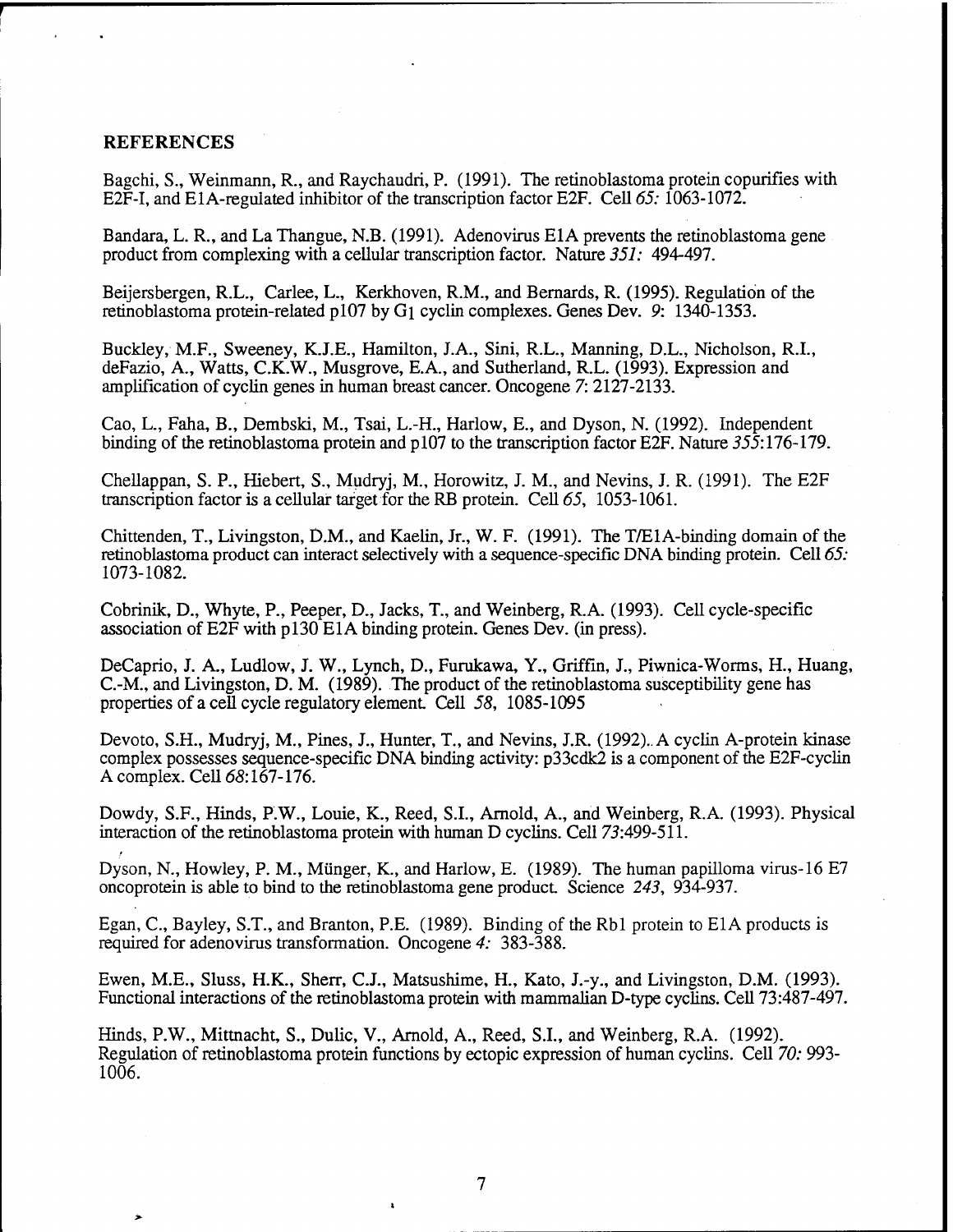## REFERENCES

Bagchi, S., Weinmann, R., and Raychaudri, P. (1991). The retinoblastoma protein copurifies with E2F-I, and E1A-regulated inhibitor of the transcription factor E2F. Cell *65:* 1063-1072.

Bandara, L. R., and La Thangue, N.B. (1991). Adenovirus E1A prevents the retinoblastoma gene product from complexing with a cellular transcription factor. Nature *351:* 494-497.

Beijersbergen, R.L., Carlee, L., Kerkhoven, R.M., and Bernards, R. (1995). Regulation of the retinoblastoma protein-related p107 by $G_1$ cyclin complexes. Genes Dev. *9*: 1340-1353.

Buckley, M.F., Sweeney, K.J.E., Hamilton, J.A., Sini, R.L., Manning, D.L., Nicholson, R.I., deFazio, A., Watts, C.K.W., Musgrove, E.A., and Sutherland, R.L. (1993). Expression and amplification of cyclin genes in human breast cancer. Oncogene *7*: 2127-2133.

Cao, L., Faha, B., Dembski, M., Tsai, L.-H., Harlow, E., and Dyson, N. (1992). Independent binding of the retinoblastoma protein and p107 to the transcription factor E2F. Nature *355*:176-179.

Chellappan, S. P., Hiebert, S., Mudryj, M., Horowitz, J. M., and Nevins, J. R. (1991). The E2F transcription factor is a cellular target for the RB protein. Cell *65*, 1053-1061.

Chittenden, T., Livingston, D.M., and Kaelin, Jr., W. F. (1991). The T/E1A-binding domain of the retinoblastoma product can interact selectively with a sequence-specific DNA binding protein. Cell *65:* 1073-1082.

Cobrinik, D., Whyte, P., Peeper, D., Jacks, T., and Weinberg, R.A. (1993). Cell cycle-specific association of E2F with p130 E1A binding protein. Genes Dev. (in press).

DeCaprio, J. A., Ludlow, J. W., Lynch, D., Furukawa, Y., Griffin, J., Piwnica-Worms, H., Huang, C.-M., and Livingston, D. M. (1989). The product of the retinoblastoma susceptibility gene has properties of a cell cycle regulatory element. Cell *58*, 1085-1095

Devoto, S.H., Mudryj, M., Pines, J., Hunter, T., and Nevins, J.R. (1992). A cyclin A-protein kinase complex possesses sequence-specific DNA binding activity: p33cdk2 is a component of the E2F-cyclin A complex. Cell *68*:167-176.

Dowdy, S.F., Hinds, P.W., Louie, K., Reed, S.I., Arnold, A., and Weinberg, R.A. (1993). Physical interaction of the retinoblastoma protein with human D cyclins. Cell *73*:499-511.

Dyson, N., Howley, P. M., Münger, K., and Harlow, E. (1989). The human papilloma virus-16 E7 oncoprotein is able to bind to the retinoblastoma gene product. Science *243*, 934-937.

Egan, C., Bayley, S.T., and Branton, P.E. (1989). Binding of the Rb1 protein to E1A products is required for adenovirus transformation. Oncogene *4:* 383-388.

Ewen, M.E., Sluss, H.K., Sherr, C.J., Matsushime, H., Kato, J.-y., and Livingston, D.M. (1993). Functional interactions of the retinoblastoma protein with mammalian D-type cyclins. Cell 73:487-497.

Hinds, P.W., Mittnacht, S., Dulic, V., Arnold, A., Reed, S.I., and Weinberg, R.A. (1992). Regulation of retinoblastoma protein functions by ectopic expression of human cyclins. Cell *70:* 993-1006.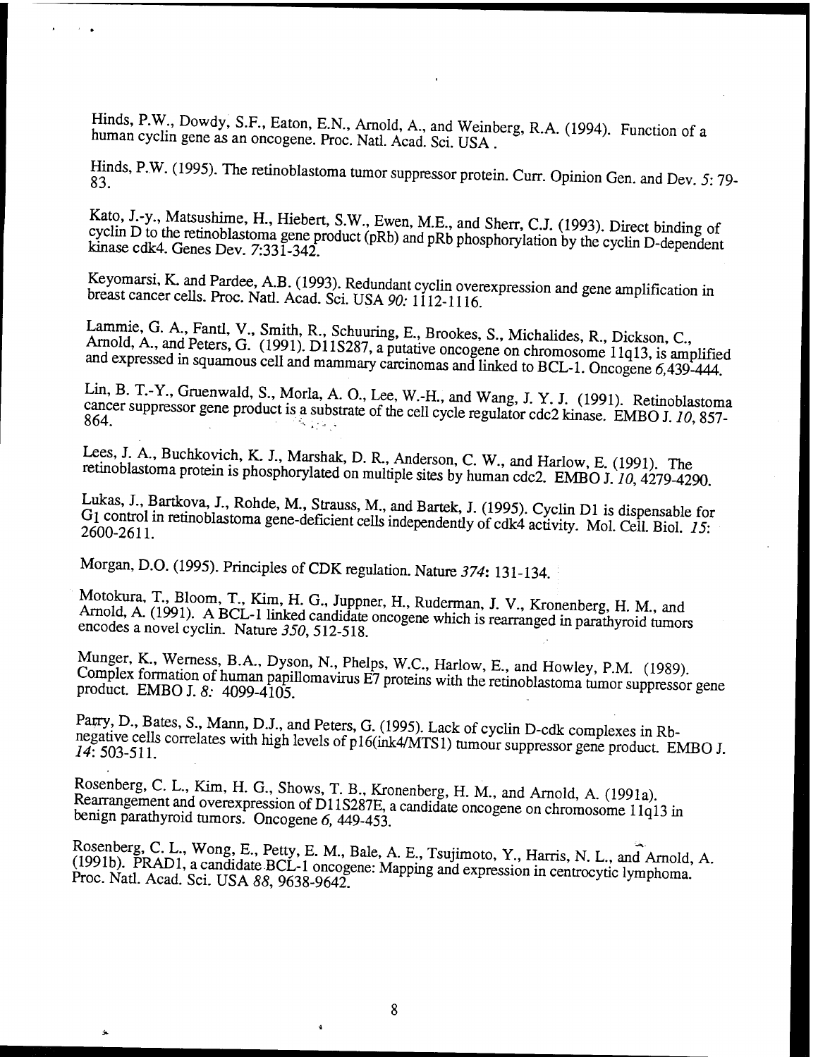Hinds, P.W., Dowdy, S.F., Eaton, E.N., Arnold, A., and Weinberg, R.A. (1994). Function of a human cyclin gene as an oncogene. Proc. Natl. Acad. Sci. USA .

Hinds, P.W. (1995). The retinoblastoma tumor suppressor protein. Curr. Opinion Gen. and Dev. *5*: 79-83.

Kato, J.-y., Matsushime, H., Hiebert, S.W., Ewen, M.E., and Sherr, C.J. (1993). Direct binding of cyclin D to the retinoblastoma gene product (pRb) and pRb phosphorylation by the cyclin D-dependent kinase cdk4. Genes Dev. *7*:331-342.

Keyomarsi, K. and Pardee, A.B. (1993). Redundant cyclin overexpression and gene amplification in breast cancer cells. Proc. Natl. Acad. Sci. USA *90:* 1112-1116.

Lammie, G. A., Fantl, V., Smith, R., Schuuring, E., Brookes, S., Michalides, R., Dickson, C., Arnold, A., and Peters, G. (1991). D11S287, a putative oncogene on chromosome 11q13, is amplified and expressed in squamous cell and mammary carcinomas and linked to BCL-1. Oncogene *6*,439-444.

Lin, B. T.-Y., Gruenwald, S., Morla, A. O., Lee, W.-H., and Wang, J. Y. J. (1991). Retinoblastoma cancer suppressor gene product is a substrate of the cell cycle regulator cdc2 kinase. EMBO J. *10*, 857-864.

Lees, J. A., Buchkovich, K. J., Marshak, D. R., Anderson, C. W., and Harlow, E. (1991). The retinoblastoma protein is phosphorylated on multiple sites by human cdc2. EMBO J. *10*, 4279-4290.

Lukas, J., Bartkova, J., Rohde, M., Strauss, M., and Bartek, J. (1995). Cyclin D1 is dispensable for $G_1$ control in retinoblastoma gene-deficient cells independently of cdk4 activity. Mol. Cell. Biol. *15:* 2600-2611.

Morgan, D.O. (1995). Principles of CDK regulation. Nature *374*: 131-134.

Motokura, T., Bloom, T., Kim, H. G., Juppner, H., Ruderman, J. V., Kronenberg, H. M., and Arnold, A. (1991). A BCL-1 linked candidate oncogene which is rearranged in parathyroid tumors encodes a novel cyclin. Nature *350*, 512-518.

Munger, K., Werness, B.A., Dyson, N., Phelps, W.C., Harlow, E., and Howley, P.M. (1989). Complex formation of human papillomavirus E7 proteins with the retinoblastoma tumor suppressor gene product. EMBO J. *8:* 4099-4105.

Parry, D., Bates, S., Mann, D.J., and Peters, G. (1995). Lack of cyclin D-cdk complexes in Rb-negative cells correlates with high levels of p16(ink4/MTS1) tumour suppressor gene product. EMBO J. *14*: 503-511.

Rosenberg, C. L., Kim, H. G., Shows, T. B., Kronenberg, H. M., and Arnold, A. (1991a). Rearrangement and overexpression of D11S287E, a candidate oncogene on chromosome 11q13 in benign parathyroid tumors. Oncogene *6*, 449-453.

Rosenberg, C. L., Wong, E., Petty, E. M., Bale, A. E., Tsujimoto, Y., Harris, N. L., and Arnold, A. (1991b). PRAD1, a candidate BCL-1 oncogene: Mapping and expression in centrocytic lymphoma. Proc. Natl. Acad. Sci. USA *88*, 9638-9642.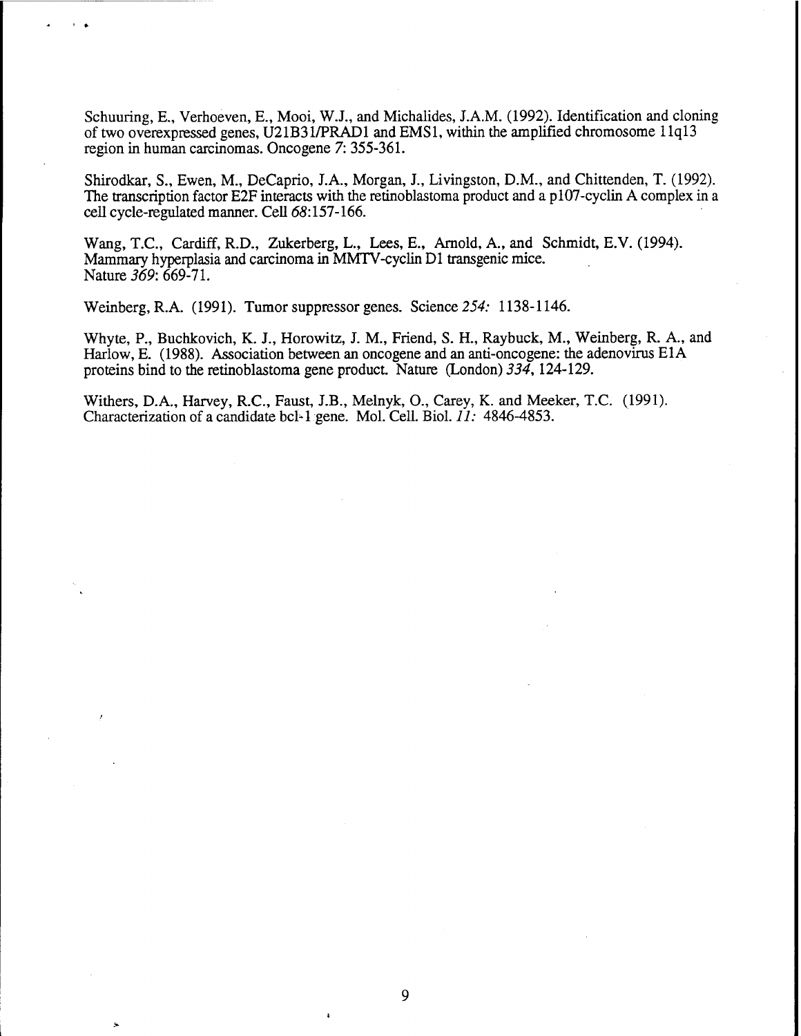Schuuring, E., Verhoeven, E., Mooi, W.J., and Michalides, J.A.M. (1992). Identification and cloning of two overexpressed genes, U21B31/PRAD1 and EMS1, within the amplified chromosome 11q13 region in human carcinomas. Oncogene *7*: 355-361.

Shirodkar, S., Ewen, M., DeCaprio, J.A., Morgan, J., Livingston, D.M., and Chittenden, T. (1992). The transcription factor E2F interacts with the retinoblastoma product and a p107-cyclin A complex in a cell cycle-regulated manner. Cell *68*:157-166.

Wang, T.C., Cardiff, R.D., Zukerberg, L., Lees, E., Arnold, A., and Schmidt, E.V. (1994). Mammary hyperplasia and carcinoma in MMTV-cyclin D1 transgenic mice. Nature *369*: 669-71.

Weinberg, R.A. (1991). Tumor suppressor genes. Science *254:* 1138-1146.

Whyte, P., Buchkovich, K. J., Horowitz, J. M., Friend, S. H., Raybuck, M., Weinberg, R. A., and Harlow, E. (1988). Association between an oncogene and an anti-oncogene: the adenovirus E1A proteins bind to the retinoblastoma gene product. Nature (London) *334*, 124-129.

Withers, D.A., Harvey, R.C., Faust, J.B., Melnyk, O., Carey, K. and Meeker, T.C. (1991). Characterization of a candidate bcl-1 gene. Mol. Cell. Biol. *11:* 4846-4853.